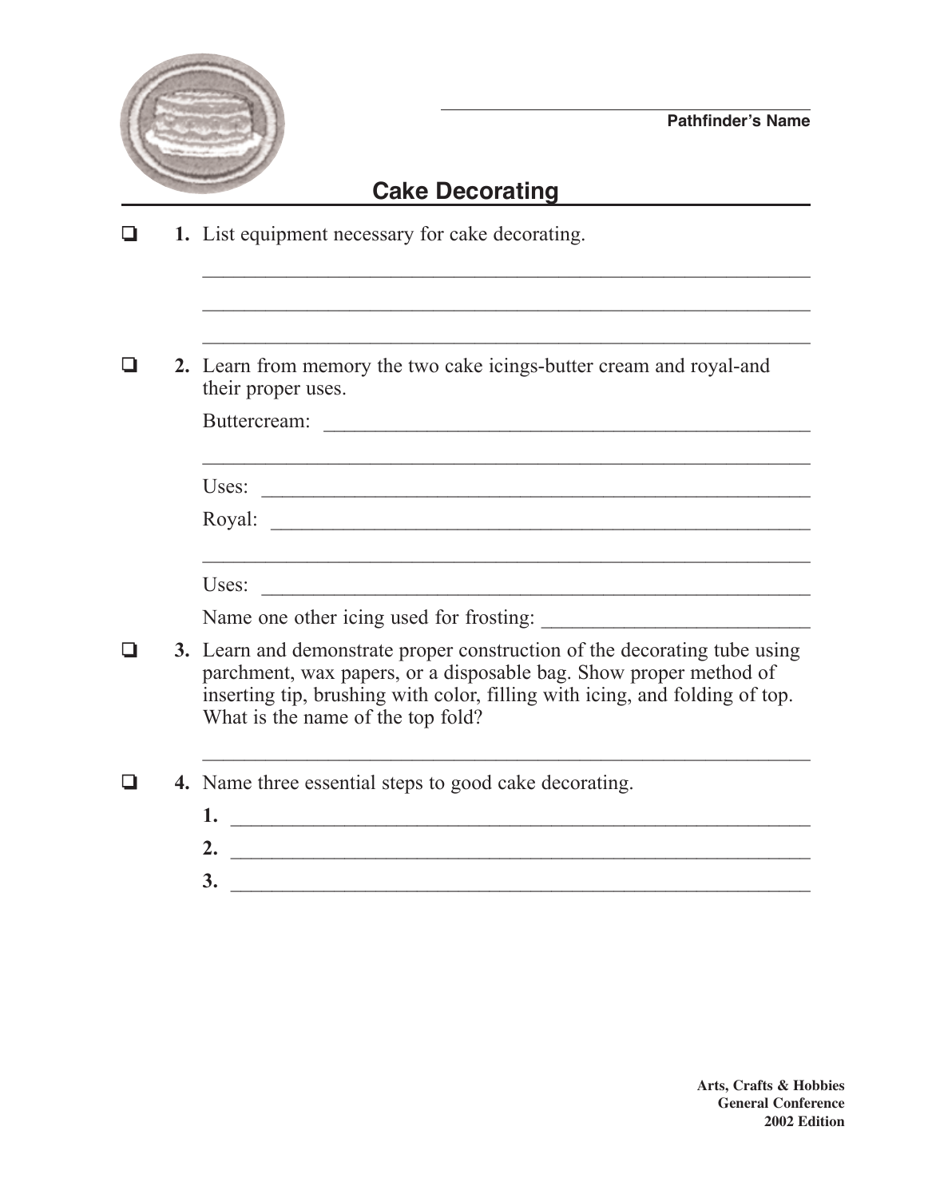Pathfinder's Name

# Cake Decorating

- [ ] **1.** List equipment necessary for cake decorating.

_______________________________________________

_______________________________________________

_______________________________________________

- [ ] **2.** Learn from memory the two cake icings-butter cream and royal-and their proper uses.

Buttercream: _______________________________________________

_______________________________________________

Uses: _______________________________________________

Royal: _______________________________________________

_______________________________________________

Uses: _______________________________________________

Name one other icing used for frosting: _______________________

- [ ] **3.** Learn and demonstrate proper construction of the decorating tube using parchment, wax papers, or a disposable bag. Show proper method of inserting tip, brushing with color, filling with icing, and folding of top. What is the name of the top fold?

_______________________________________________

- [ ] **4.** Name three essential steps to good cake decorating.

**1.** _______________________________________________

**2.** _______________________________________________

**3.** _______________________________________________

**Arts, Crafts & Hobbies**
**General Conference**
**2002 Edition**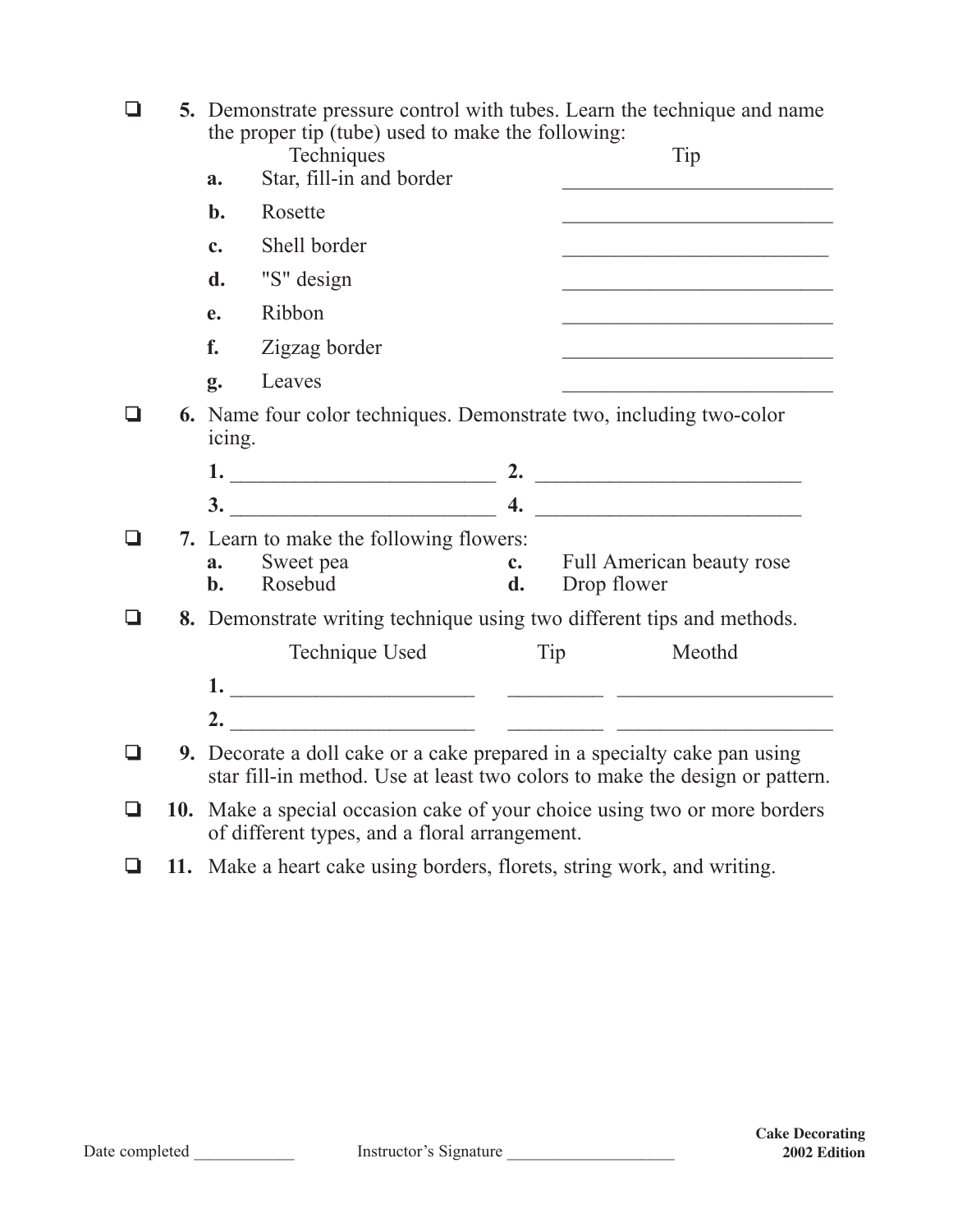- ❑ **5.** Demonstrate pressure control with tubes. Learn the technique and name the proper tip (tube) used to make the following:

| Techniques | Tip |
|---|---|
| **a.** Star, fill-in and border | ____________________ |
| **b.** Rosette | ____________________ |
| **c.** Shell border | ____________________ |
| **d.** "S" design | ____________________ |
| **e.** Ribbon | ____________________ |
| **f.** Zigzag border | ____________________ |
| **g.** Leaves | ____________________ |

- ❑ **6.** Name four color techniques. Demonstrate two, including two-color icing.

  **1.** ____________________ **2.** ____________________

  **3.** ____________________ **4.** ____________________

- ❑ **7.** Learn to make the following flowers:

  **a.** Sweet pea  **c.** Full American beauty rose

  **b.** Rosebud  **d.** Drop flower

- ❑ **8.** Demonstrate writing technique using two different tips and methods.

| | Technique Used | Tip | Meothd |
|---|---|---|---|
| **1.** | ____________________ | __________ | ____________________ |
| **2.** | ____________________ | __________ | ____________________ |

- ❑ **9.** Decorate a doll cake or a cake prepared in a specialty cake pan using star fill-in method. Use at least two colors to make the design or pattern.
- ❑ **10.** Make a special occasion cake of your choice using two or more borders of different types, and a floral arrangement.
- ❑ **11.** Make a heart cake using borders, florets, string work, and writing.

Date completed ____________  Instructor's Signature ____________________